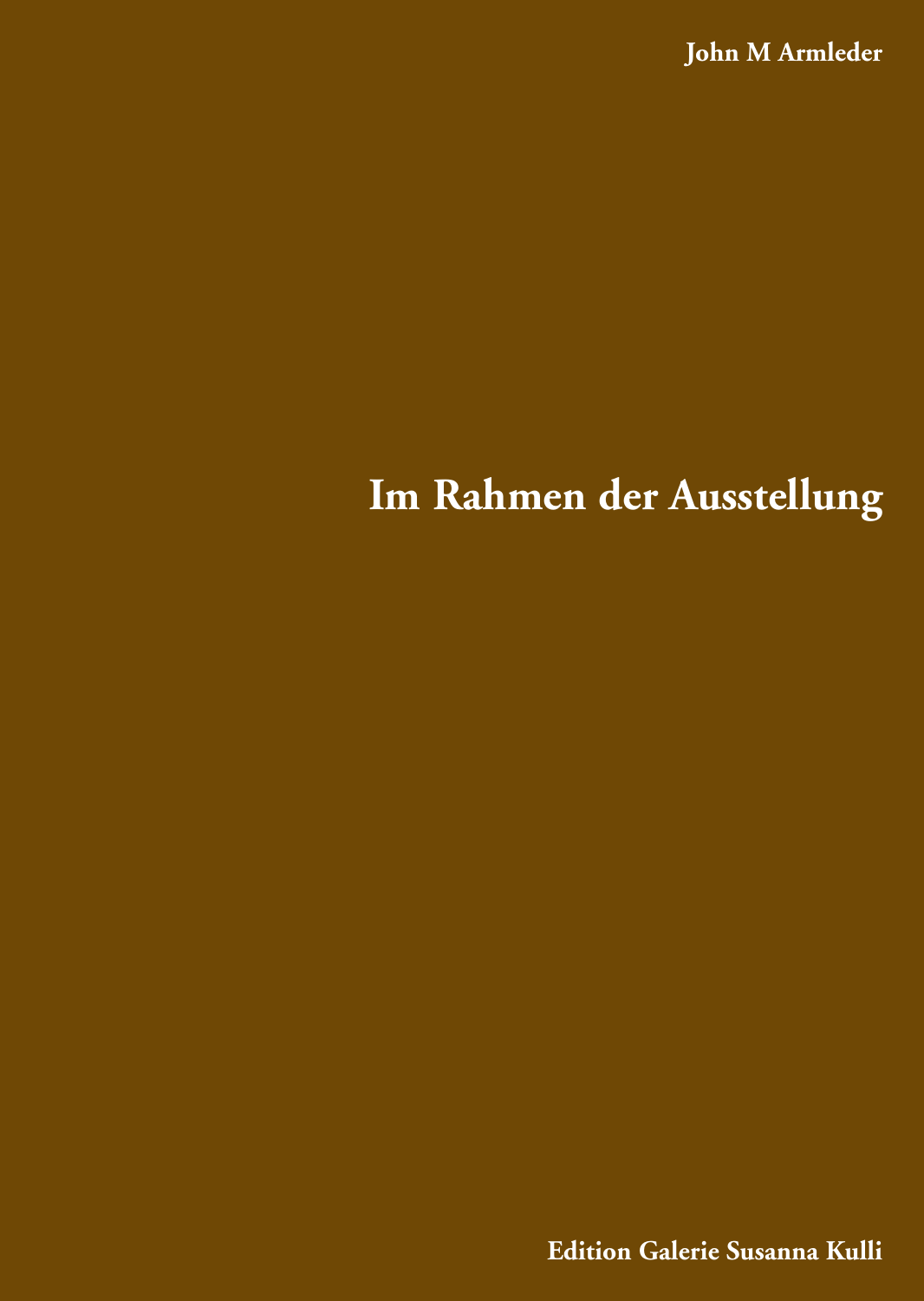**John M Armleder**

# Im Rahmen der Ausstellung

**Edition Galerie Susanna Kulli**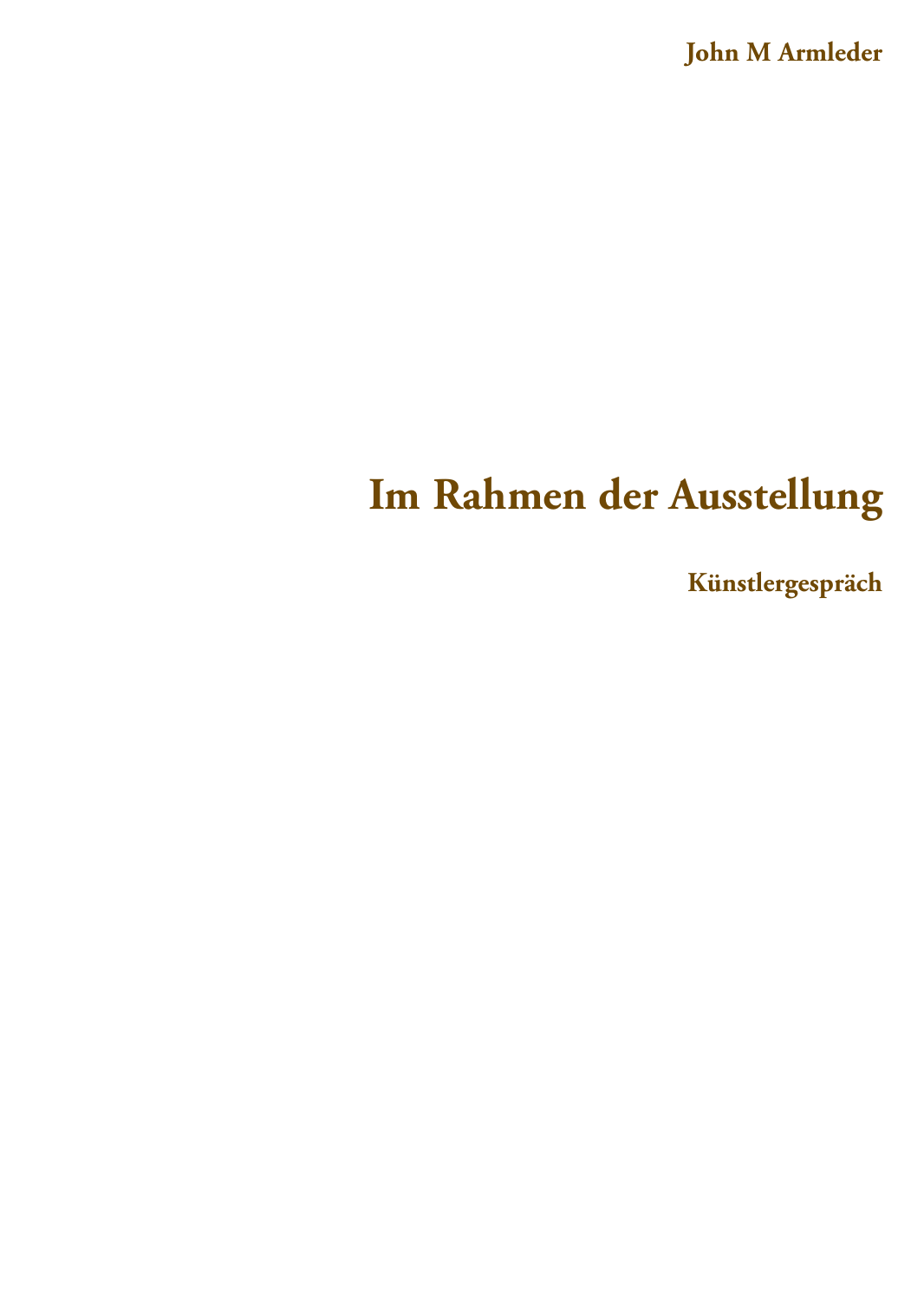**John M Armleder**

# Im Rahmen der Ausstellung

**Künstlergespräch**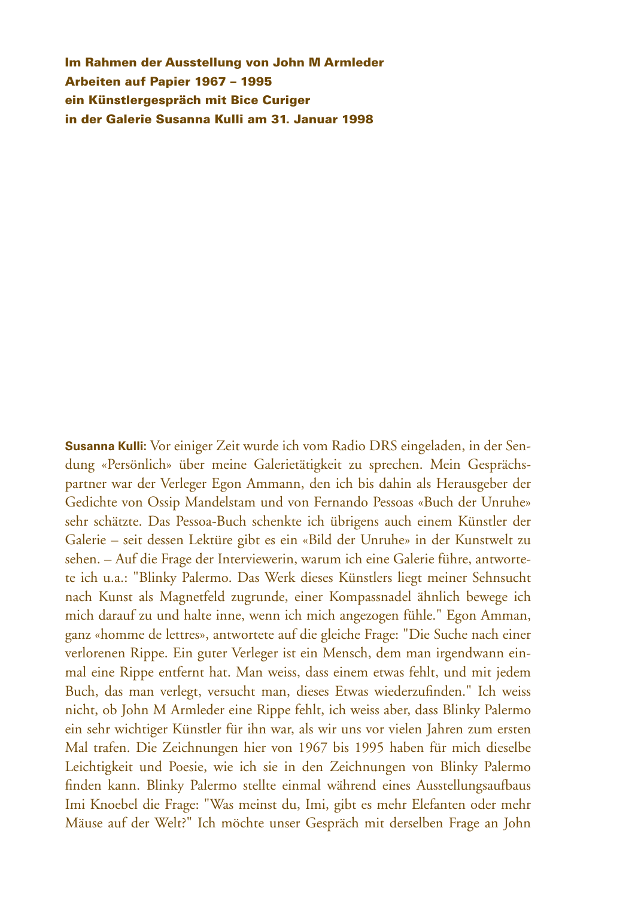**Im Rahmen der Ausstellung von John M Armleder**
**Arbeiten auf Papier 1967 – 1995**
**ein Künstlergespräch mit Bice Curiger**
**in der Galerie Susanna Kulli am 31. Januar 1998**

**Susanna Kulli:** Vor einiger Zeit wurde ich vom Radio DRS eingeladen, in der Sendung «Persönlich» über meine Galerietätigkeit zu sprechen. Mein Gesprächspartner war der Verleger Egon Ammann, den ich bis dahin als Herausgeber der Gedichte von Ossip Mandelstam und von Fernando Pessoas «Buch der Unruhe» sehr schätzte. Das Pessoa-Buch schenkte ich übrigens auch einem Künstler der Galerie – seit dessen Lektüre gibt es ein «Bild der Unruhe» in der Kunstwelt zu sehen. – Auf die Frage der Interviewerin, warum ich eine Galerie führe, antwortete ich u.a.: "Blinky Palermo. Das Werk dieses Künstlers liegt meiner Sehnsucht nach Kunst als Magnetfeld zugrunde, einer Kompassnadel ähnlich bewege ich mich darauf zu und halte inne, wenn ich mich angezogen fühle." Egon Amman, ganz «homme de lettres», antwortete auf die gleiche Frage: "Die Suche nach einer verlorenen Rippe. Ein guter Verleger ist ein Mensch, dem man irgendwann einmal eine Rippe entfernt hat. Man weiss, dass einem etwas fehlt, und mit jedem Buch, das man verlegt, versucht man, dieses Etwas wiederzufinden." Ich weiss nicht, ob John M Armleder eine Rippe fehlt, ich weiss aber, dass Blinky Palermo ein sehr wichtiger Künstler für ihn war, als wir uns vor vielen Jahren zum ersten Mal trafen. Die Zeichnungen hier von 1967 bis 1995 haben für mich dieselbe Leichtigkeit und Poesie, wie ich sie in den Zeichnungen von Blinky Palermo finden kann. Blinky Palermo stellte einmal während eines Ausstellungsaufbaus Imi Knoebel die Frage: "Was meinst du, Imi, gibt es mehr Elefanten oder mehr Mäuse auf der Welt?" Ich möchte unser Gespräch mit derselben Frage an John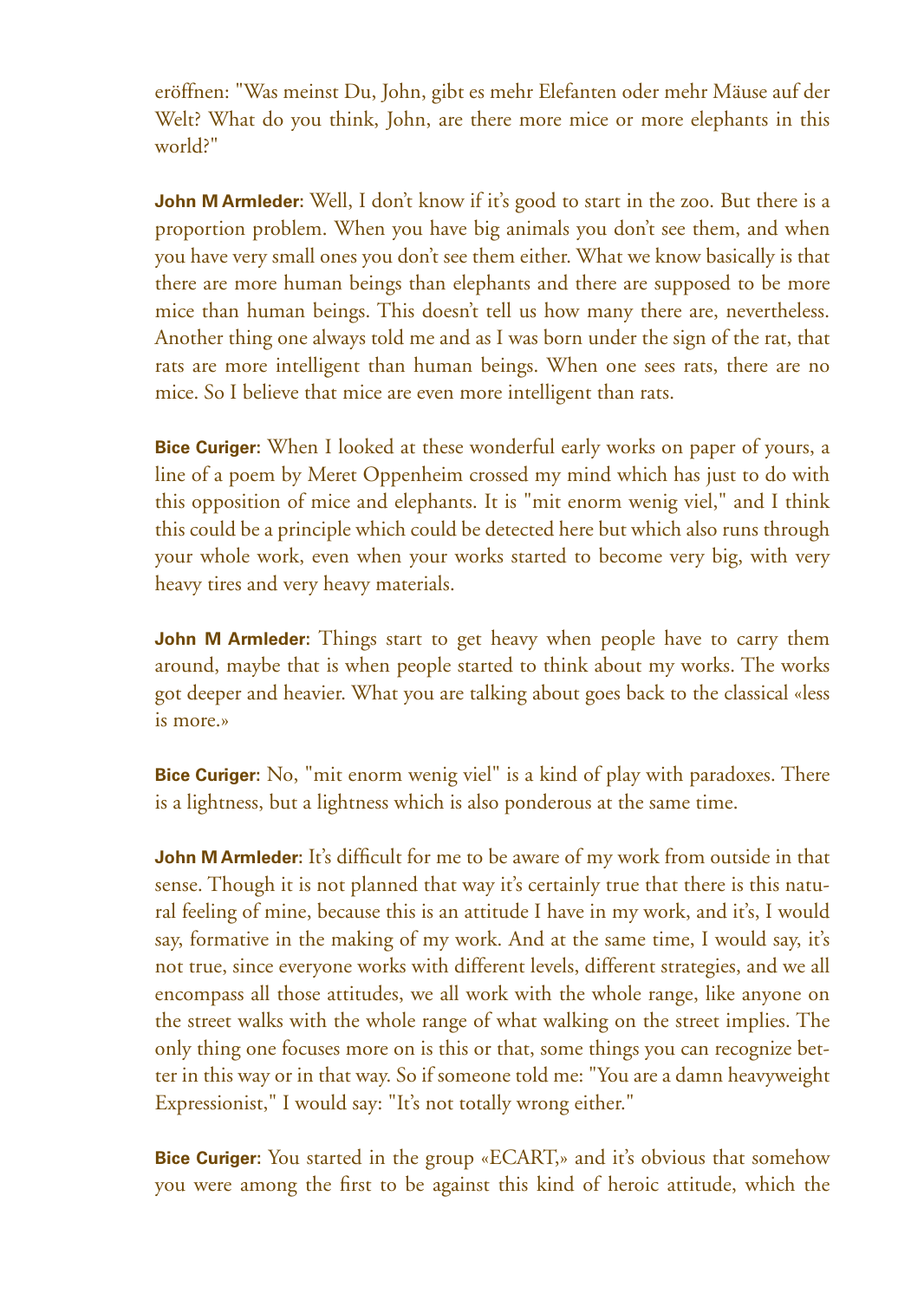eröffnen: "Was meinst Du, John, gibt es mehr Elefanten oder mehr Mäuse auf der Welt? What do you think, John, are there more mice or more elephants in this world?"

**John M Armleder:** Well, I don't know if it's good to start in the zoo. But there is a proportion problem. When you have big animals you don't see them, and when you have very small ones you don't see them either. What we know basically is that there are more human beings than elephants and there are supposed to be more mice than human beings. This doesn't tell us how many there are, nevertheless. Another thing one always told me and as I was born under the sign of the rat, that rats are more intelligent than human beings. When one sees rats, there are no mice. So I believe that mice are even more intelligent than rats.

**Bice Curiger:** When I looked at these wonderful early works on paper of yours, a line of a poem by Meret Oppenheim crossed my mind which has just to do with this opposition of mice and elephants. It is "mit enorm wenig viel," and I think this could be a principle which could be detected here but which also runs through your whole work, even when your works started to become very big, with very heavy tires and very heavy materials.

**John M Armleder:** Things start to get heavy when people have to carry them around, maybe that is when people started to think about my works. The works got deeper and heavier. What you are talking about goes back to the classical «less is more.»

**Bice Curiger:** No, "mit enorm wenig viel" is a kind of play with paradoxes. There is a lightness, but a lightness which is also ponderous at the same time.

**John M Armleder:** It's difficult for me to be aware of my work from outside in that sense. Though it is not planned that way it's certainly true that there is this natural feeling of mine, because this is an attitude I have in my work, and it's, I would say, formative in the making of my work. And at the same time, I would say, it's not true, since everyone works with different levels, different strategies, and we all encompass all those attitudes, we all work with the whole range, like anyone on the street walks with the whole range of what walking on the street implies. The only thing one focuses more on is this or that, some things you can recognize better in this way or in that way. So if someone told me: "You are a damn heavyweight Expressionist," I would say: "It's not totally wrong either."

**Bice Curiger:** You started in the group «ECART,» and it's obvious that somehow you were among the first to be against this kind of heroic attitude, which the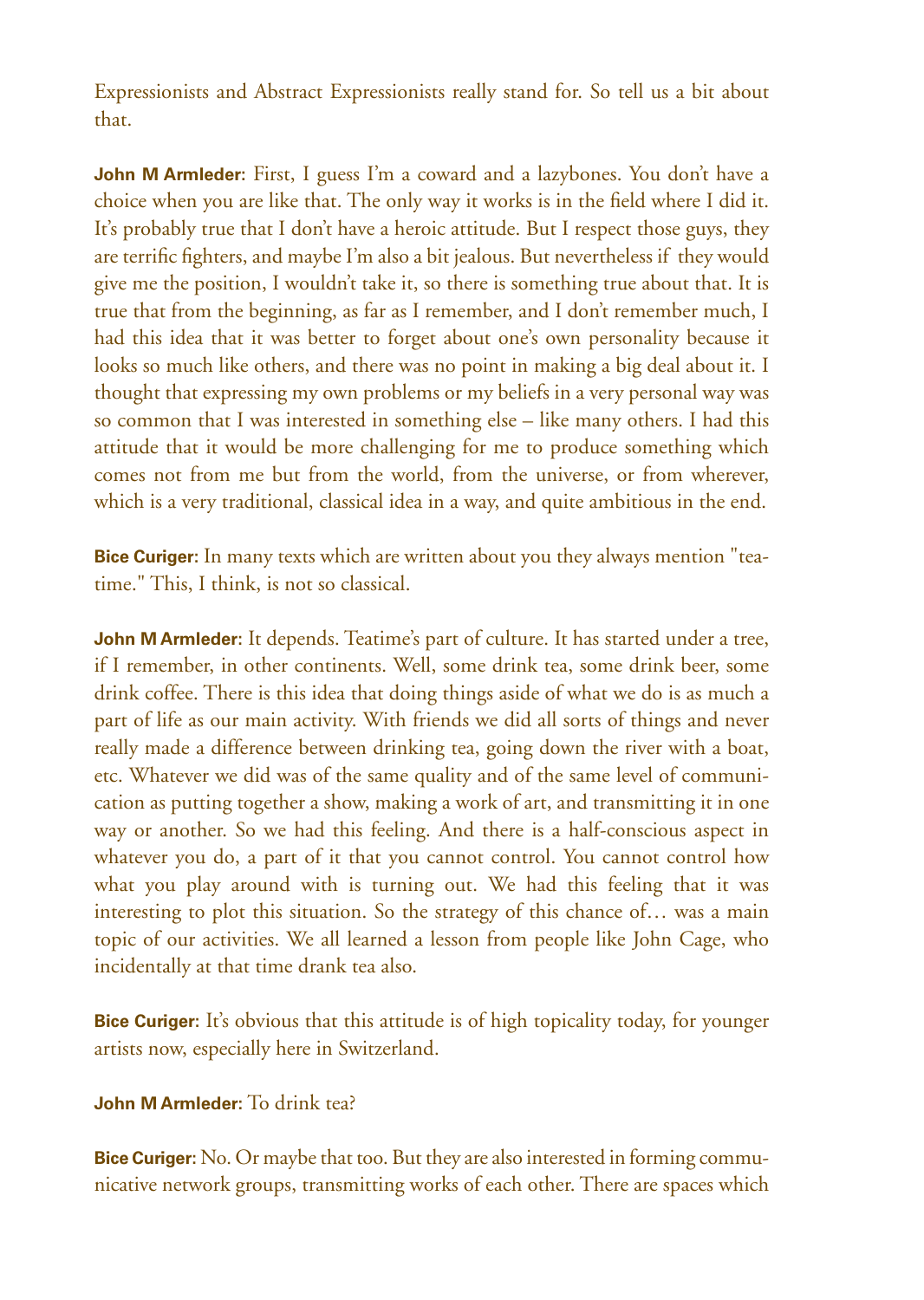Expressionists and Abstract Expressionists really stand for. So tell us a bit about that.

**John M Armleder:** First, I guess I'm a coward and a lazybones. You don't have a choice when you are like that. The only way it works is in the field where I did it. It's probably true that I don't have a heroic attitude. But I respect those guys, they are terrific fighters, and maybe I'm also a bit jealous. But nevertheless if they would give me the position, I wouldn't take it, so there is something true about that. It is true that from the beginning, as far as I remember, and I don't remember much, I had this idea that it was better to forget about one's own personality because it looks so much like others, and there was no point in making a big deal about it. I thought that expressing my own problems or my beliefs in a very personal way was so common that I was interested in something else – like many others. I had this attitude that it would be more challenging for me to produce something which comes not from me but from the world, from the universe, or from wherever, which is a very traditional, classical idea in a way, and quite ambitious in the end.

**Bice Curiger:** In many texts which are written about you they always mention "teatime." This, I think, is not so classical.

**John M Armleder:** It depends. Teatime's part of culture. It has started under a tree, if I remember, in other continents. Well, some drink tea, some drink beer, some drink coffee. There is this idea that doing things aside of what we do is as much a part of life as our main activity. With friends we did all sorts of things and never really made a difference between drinking tea, going down the river with a boat, etc. Whatever we did was of the same quality and of the same level of communication as putting together a show, making a work of art, and transmitting it in one way or another. So we had this feeling. And there is a half-conscious aspect in whatever you do, a part of it that you cannot control. You cannot control how what you play around with is turning out. We had this feeling that it was interesting to plot this situation. So the strategy of this chance of… was a main topic of our activities. We all learned a lesson from people like John Cage, who incidentally at that time drank tea also.

**Bice Curiger:** It's obvious that this attitude is of high topicality today, for younger artists now, especially here in Switzerland.

**John M Armleder:** To drink tea?

**Bice Curiger:** No. Or maybe that too. But they are also interested in forming communicative network groups, transmitting works of each other. There are spaces which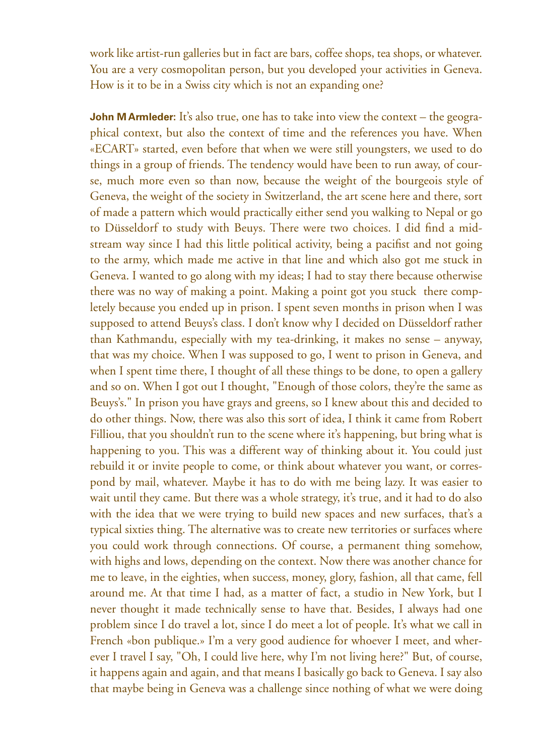work like artist-run galleries but in fact are bars, coffee shops, tea shops, or whatever. You are a very cosmopolitan person, but you developed your activities in Geneva. How is it to be in a Swiss city which is not an expanding one?

**John M Armleder:** It's also true, one has to take into view the context – the geographical context, but also the context of time and the references you have. When «ECART» started, even before that when we were still youngsters, we used to do things in a group of friends. The tendency would have been to run away, of course, much more even so than now, because the weight of the bourgeois style of Geneva, the weight of the society in Switzerland, the art scene here and there, sort of made a pattern which would practically either send you walking to Nepal or go to Düsseldorf to study with Beuys. There were two choices. I did find a midstream way since I had this little political activity, being a pacifist and not going to the army, which made me active in that line and which also got me stuck in Geneva. I wanted to go along with my ideas; I had to stay there because otherwise there was no way of making a point. Making a point got you stuck there completely because you ended up in prison. I spent seven months in prison when I was supposed to attend Beuys's class. I don't know why I decided on Düsseldorf rather than Kathmandu, especially with my tea-drinking, it makes no sense – anyway, that was my choice. When I was supposed to go, I went to prison in Geneva, and when I spent time there, I thought of all these things to be done, to open a gallery and so on. When I got out I thought, "Enough of those colors, they're the same as Beuys's." In prison you have grays and greens, so I knew about this and decided to do other things. Now, there was also this sort of idea, I think it came from Robert Filliou, that you shouldn't run to the scene where it's happening, but bring what is happening to you. This was a different way of thinking about it. You could just rebuild it or invite people to come, or think about whatever you want, or correspond by mail, whatever. Maybe it has to do with me being lazy. It was easier to wait until they came. But there was a whole strategy, it's true, and it had to do also with the idea that we were trying to build new spaces and new surfaces, that's a typical sixties thing. The alternative was to create new territories or surfaces where you could work through connections. Of course, a permanent thing somehow, with highs and lows, depending on the context. Now there was another chance for me to leave, in the eighties, when success, money, glory, fashion, all that came, fell around me. At that time I had, as a matter of fact, a studio in New York, but I never thought it made technically sense to have that. Besides, I always had one problem since I do travel a lot, since I do meet a lot of people. It's what we call in French «bon publique.» I'm a very good audience for whoever I meet, and wherever I travel I say, "Oh, I could live here, why I'm not living here?" But, of course, it happens again and again, and that means I basically go back to Geneva. I say also that maybe being in Geneva was a challenge since nothing of what we were doing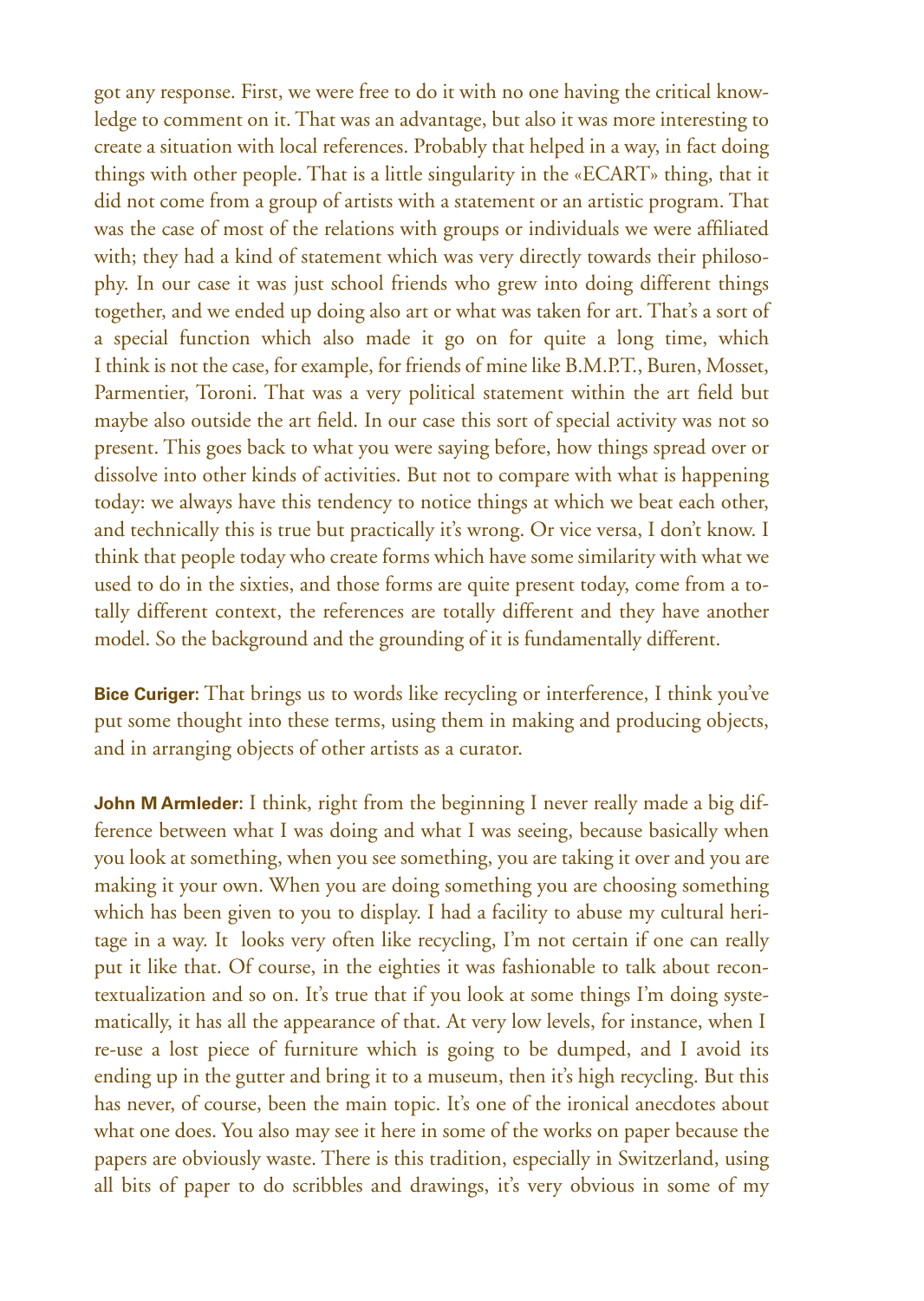got any response. First, we were free to do it with no one having the critical knowledge to comment on it. That was an advantage, but also it was more interesting to create a situation with local references. Probably that helped in a way, in fact doing things with other people. That is a little singularity in the «ECART» thing, that it did not come from a group of artists with a statement or an artistic program. That was the case of most of the relations with groups or individuals we were affiliated with; they had a kind of statement which was very directly towards their philosophy. In our case it was just school friends who grew into doing different things together, and we ended up doing also art or what was taken for art. That's a sort of a special function which also made it go on for quite a long time, which I think is not the case, for example, for friends of mine like B.M.P.T., Buren, Mosset, Parmentier, Toroni. That was a very political statement within the art field but maybe also outside the art field. In our case this sort of special activity was not so present. This goes back to what you were saying before, how things spread over or dissolve into other kinds of activities. But not to compare with what is happening today: we always have this tendency to notice things at which we beat each other, and technically this is true but practically it's wrong. Or vice versa, I don't know. I think that people today who create forms which have some similarity with what we used to do in the sixties, and those forms are quite present today, come from a totally different context, the references are totally different and they have another model. So the background and the grounding of it is fundamentally different.

**Bice Curiger:** That brings us to words like recycling or interference, I think you've put some thought into these terms, using them in making and producing objects, and in arranging objects of other artists as a curator.

**John M Armleder:** I think, right from the beginning I never really made a big difference between what I was doing and what I was seeing, because basically when you look at something, when you see something, you are taking it over and you are making it your own. When you are doing something you are choosing something which has been given to you to display. I had a facility to abuse my cultural heritage in a way. It looks very often like recycling, I'm not certain if one can really put it like that. Of course, in the eighties it was fashionable to talk about recontextualization and so on. It's true that if you look at some things I'm doing systematically, it has all the appearance of that. At very low levels, for instance, when I re-use a lost piece of furniture which is going to be dumped, and I avoid its ending up in the gutter and bring it to a museum, then it's high recycling. But this has never, of course, been the main topic. It's one of the ironical anecdotes about what one does. You also may see it here in some of the works on paper because the papers are obviously waste. There is this tradition, especially in Switzerland, using all bits of paper to do scribbles and drawings, it's very obvious in some of my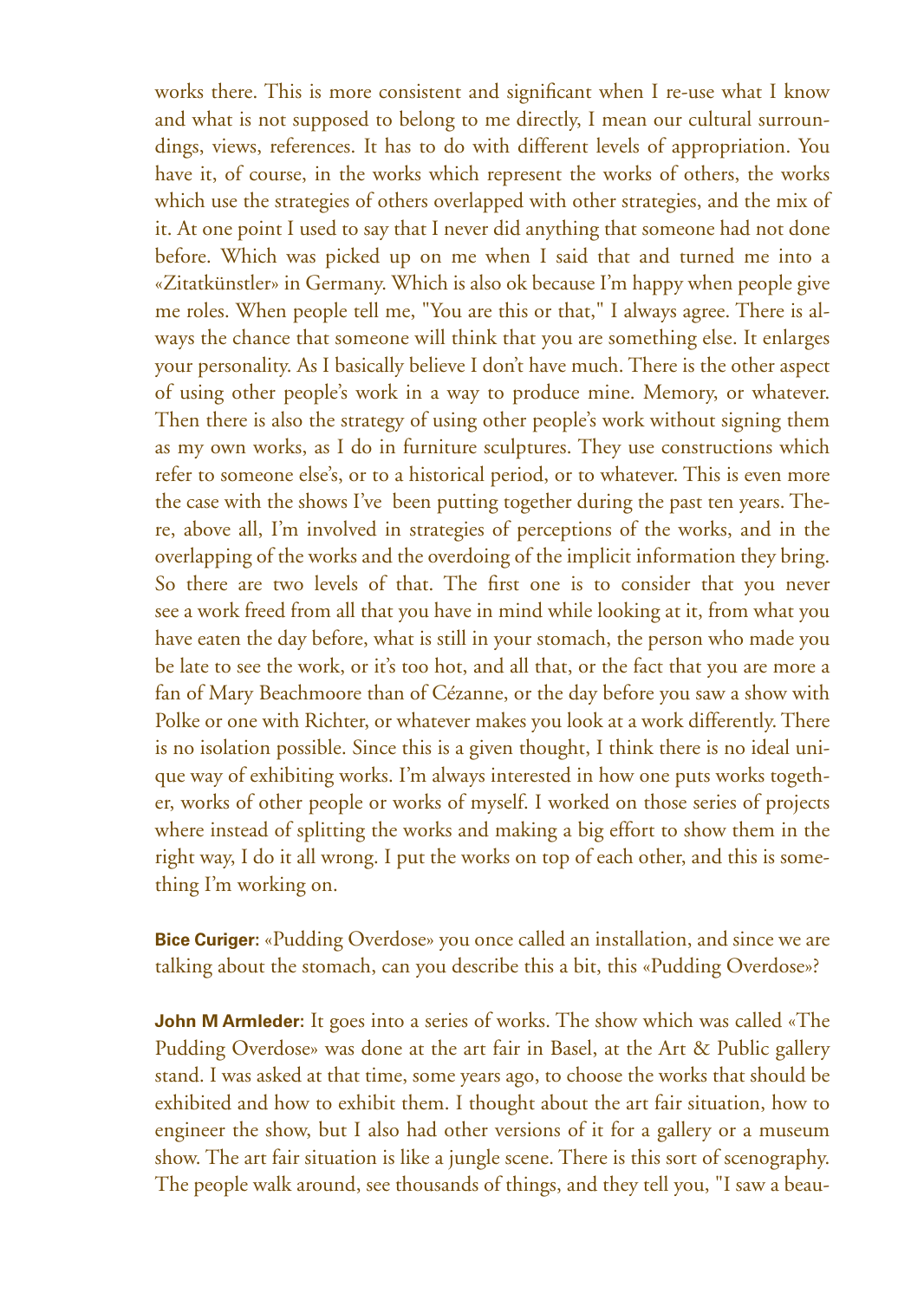works there. This is more consistent and significant when I re-use what I know and what is not supposed to belong to me directly, I mean our cultural surroundings, views, references. It has to do with different levels of appropriation. You have it, of course, in the works which represent the works of others, the works which use the strategies of others overlapped with other strategies, and the mix of it. At one point I used to say that I never did anything that someone had not done before. Which was picked up on me when I said that and turned me into a «Zitatkünstler» in Germany. Which is also ok because I'm happy when people give me roles. When people tell me, "You are this or that," I always agree. There is always the chance that someone will think that you are something else. It enlarges your personality. As I basically believe I don't have much. There is the other aspect of using other people's work in a way to produce mine. Memory, or whatever. Then there is also the strategy of using other people's work without signing them as my own works, as I do in furniture sculptures. They use constructions which refer to someone else's, or to a historical period, or to whatever. This is even more the case with the shows I've been putting together during the past ten years. There, above all, I'm involved in strategies of perceptions of the works, and in the overlapping of the works and the overdoing of the implicit information they bring. So there are two levels of that. The first one is to consider that you never see a work freed from all that you have in mind while looking at it, from what you have eaten the day before, what is still in your stomach, the person who made you be late to see the work, or it's too hot, and all that, or the fact that you are more a fan of Mary Beachmoore than of Cézanne, or the day before you saw a show with Polke or one with Richter, or whatever makes you look at a work differently. There is no isolation possible. Since this is a given thought, I think there is no ideal unique way of exhibiting works. I'm always interested in how one puts works together, works of other people or works of myself. I worked on those series of projects where instead of splitting the works and making a big effort to show them in the right way, I do it all wrong. I put the works on top of each other, and this is something I'm working on.

**Bice Curiger:** «Pudding Overdose» you once called an installation, and since we are talking about the stomach, can you describe this a bit, this «Pudding Overdose»?

**John M Armleder:** It goes into a series of works. The show which was called «The Pudding Overdose» was done at the art fair in Basel, at the Art & Public gallery stand. I was asked at that time, some years ago, to choose the works that should be exhibited and how to exhibit them. I thought about the art fair situation, how to engineer the show, but I also had other versions of it for a gallery or a museum show. The art fair situation is like a jungle scene. There is this sort of scenography. The people walk around, see thousands of things, and they tell you, "I saw a beau-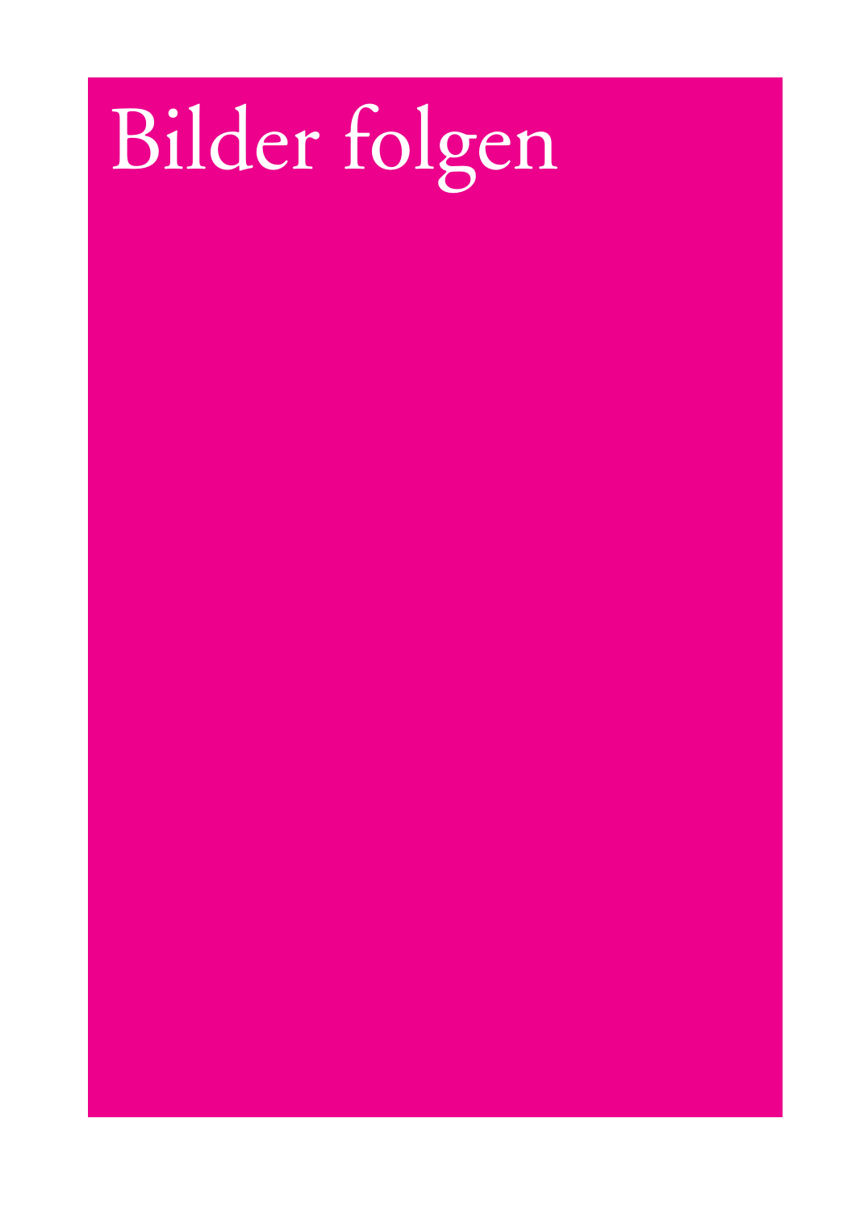# Bilder folgen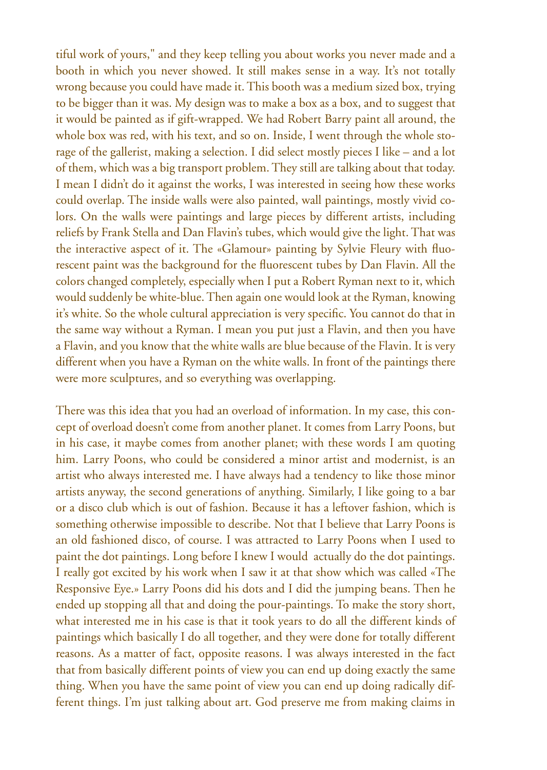tiful work of yours," and they keep telling you about works you never made and a booth in which you never showed. It still makes sense in a way. It's not totally wrong because you could have made it. This booth was a medium sized box, trying to be bigger than it was. My design was to make a box as a box, and to suggest that it would be painted as if gift-wrapped. We had Robert Barry paint all around, the whole box was red, with his text, and so on. Inside, I went through the whole storage of the gallerist, making a selection. I did select mostly pieces I like – and a lot of them, which was a big transport problem. They still are talking about that today. I mean I didn't do it against the works, I was interested in seeing how these works could overlap. The inside walls were also painted, wall paintings, mostly vivid colors. On the walls were paintings and large pieces by different artists, including reliefs by Frank Stella and Dan Flavin's tubes, which would give the light. That was the interactive aspect of it. The «Glamour» painting by Sylvie Fleury with fluorescent paint was the background for the fluorescent tubes by Dan Flavin. All the colors changed completely, especially when I put a Robert Ryman next to it, which would suddenly be white-blue. Then again one would look at the Ryman, knowing it's white. So the whole cultural appreciation is very specific. You cannot do that in the same way without a Ryman. I mean you put just a Flavin, and then you have a Flavin, and you know that the white walls are blue because of the Flavin. It is very different when you have a Ryman on the white walls. In front of the paintings there were more sculptures, and so everything was overlapping.

There was this idea that you had an overload of information. In my case, this concept of overload doesn't come from another planet. It comes from Larry Poons, but in his case, it maybe comes from another planet; with these words I am quoting him. Larry Poons, who could be considered a minor artist and modernist, is an artist who always interested me. I have always had a tendency to like those minor artists anyway, the second generations of anything. Similarly, I like going to a bar or a disco club which is out of fashion. Because it has a leftover fashion, which is something otherwise impossible to describe. Not that I believe that Larry Poons is an old fashioned disco, of course. I was attracted to Larry Poons when I used to paint the dot paintings. Long before I knew I would actually do the dot paintings. I really got excited by his work when I saw it at that show which was called «The Responsive Eye.» Larry Poons did his dots and I did the jumping beans. Then he ended up stopping all that and doing the pour-paintings. To make the story short, what interested me in his case is that it took years to do all the different kinds of paintings which basically I do all together, and they were done for totally different reasons. As a matter of fact, opposite reasons. I was always interested in the fact that from basically different points of view you can end up doing exactly the same thing. When you have the same point of view you can end up doing radically different things. I'm just talking about art. God preserve me from making claims in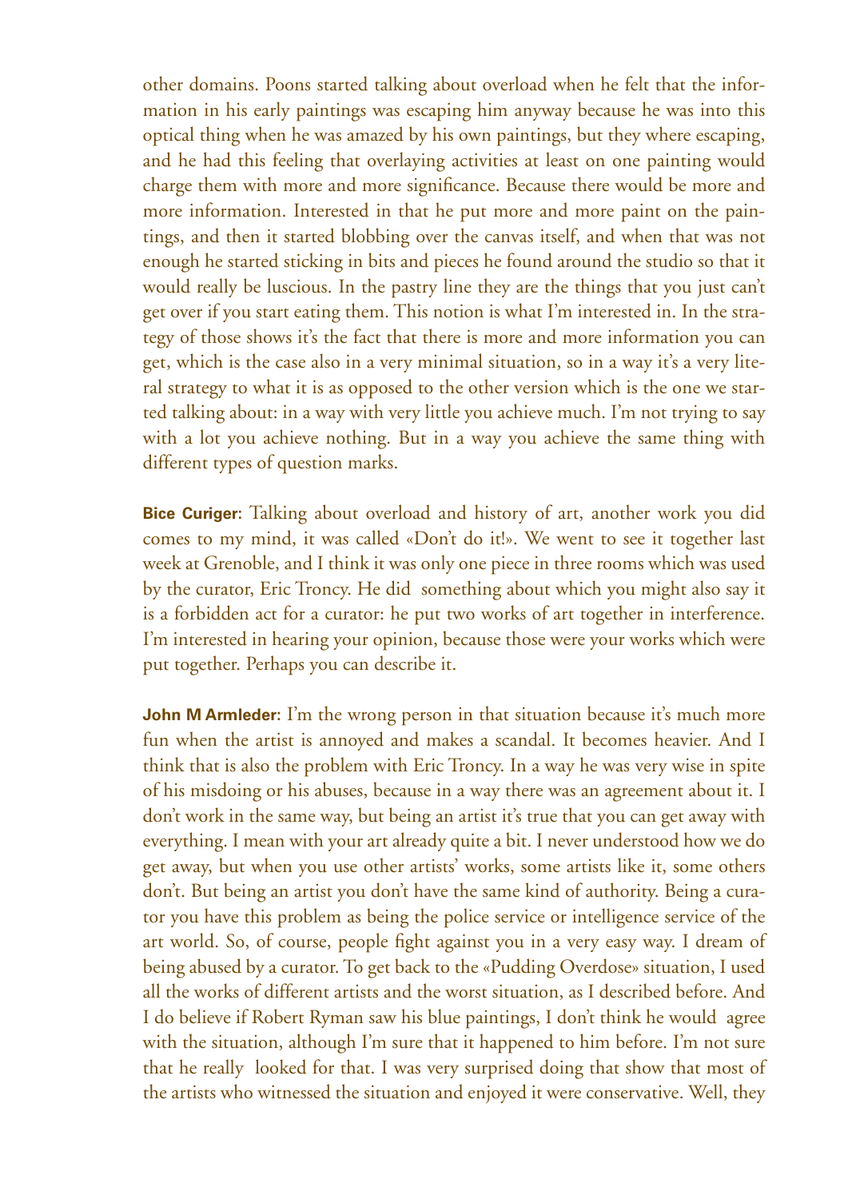other domains. Poons started talking about overload when he felt that the information in his early paintings was escaping him anyway because he was into this optical thing when he was amazed by his own paintings, but they where escaping, and he had this feeling that overlaying activities at least on one painting would charge them with more and more significance. Because there would be more and more information. Interested in that he put more and more paint on the paintings, and then it started blobbing over the canvas itself, and when that was not enough he started sticking in bits and pieces he found around the studio so that it would really be luscious. In the pastry line they are the things that you just can't get over if you start eating them. This notion is what I'm interested in. In the strategy of those shows it's the fact that there is more and more information you can get, which is the case also in a very minimal situation, so in a way it's a very literal strategy to what it is as opposed to the other version which is the one we started talking about: in a way with very little you achieve much. I'm not trying to say with a lot you achieve nothing. But in a way you achieve the same thing with different types of question marks.

**Bice Curiger:** Talking about overload and history of art, another work you did comes to my mind, it was called «Don't do it!». We went to see it together last week at Grenoble, and I think it was only one piece in three rooms which was used by the curator, Eric Troncy. He did something about which you might also say it is a forbidden act for a curator: he put two works of art together in interference. I'm interested in hearing your opinion, because those were your works which were put together. Perhaps you can describe it.

**John M Armleder:** I'm the wrong person in that situation because it's much more fun when the artist is annoyed and makes a scandal. It becomes heavier. And I think that is also the problem with Eric Troncy. In a way he was very wise in spite of his misdoing or his abuses, because in a way there was an agreement about it. I don't work in the same way, but being an artist it's true that you can get away with everything. I mean with your art already quite a bit. I never understood how we do get away, but when you use other artists' works, some artists like it, some others don't. But being an artist you don't have the same kind of authority. Being a curator you have this problem as being the police service or intelligence service of the art world. So, of course, people fight against you in a very easy way. I dream of being abused by a curator. To get back to the «Pudding Overdose» situation, I used all the works of different artists and the worst situation, as I described before. And I do believe if Robert Ryman saw his blue paintings, I don't think he would agree with the situation, although I'm sure that it happened to him before. I'm not sure that he really looked for that. I was very surprised doing that show that most of the artists who witnessed the situation and enjoyed it were conservative. Well, they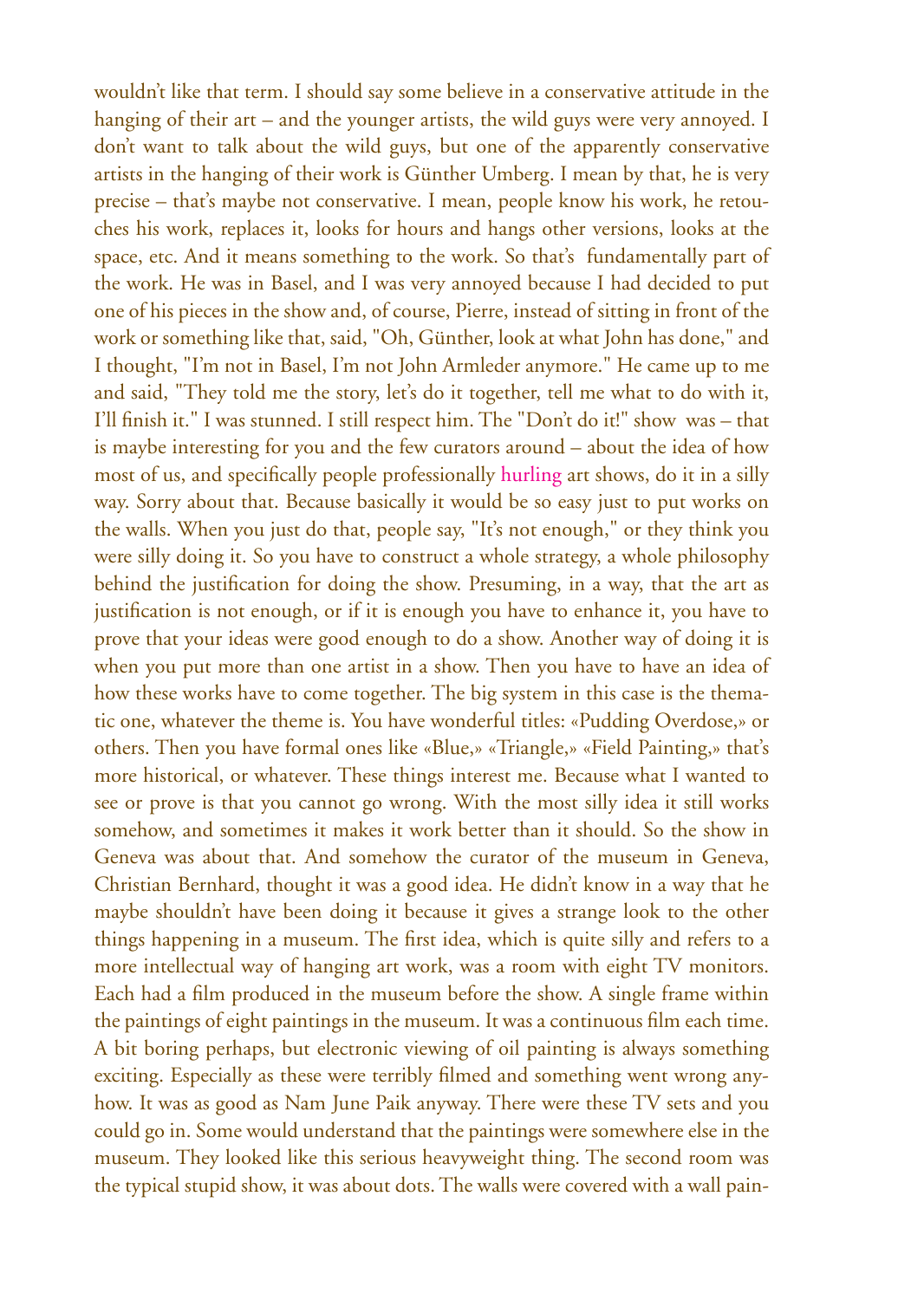wouldn't like that term. I should say some believe in a conservative attitude in the hanging of their art – and the younger artists, the wild guys were very annoyed. I don't want to talk about the wild guys, but one of the apparently conservative artists in the hanging of their work is Günther Umberg. I mean by that, he is very precise – that's maybe not conservative. I mean, people know his work, he retouches his work, replaces it, looks for hours and hangs other versions, looks at the space, etc. And it means something to the work. So that's fundamentally part of the work. He was in Basel, and I was very annoyed because I had decided to put one of his pieces in the show and, of course, Pierre, instead of sitting in front of the work or something like that, said, "Oh, Günther, look at what John has done," and I thought, "I'm not in Basel, I'm not John Armleder anymore." He came up to me and said, "They told me the story, let's do it together, tell me what to do with it, I'll finish it." I was stunned. I still respect him. The "Don't do it!" show was – that is maybe interesting for you and the few curators around – about the idea of how most of us, and specifically people professionally hurling art shows, do it in a silly way. Sorry about that. Because basically it would be so easy just to put works on the walls. When you just do that, people say, "It's not enough," or they think you were silly doing it. So you have to construct a whole strategy, a whole philosophy behind the justification for doing the show. Presuming, in a way, that the art as justification is not enough, or if it is enough you have to enhance it, you have to prove that your ideas were good enough to do a show. Another way of doing it is when you put more than one artist in a show. Then you have to have an idea of how these works have to come together. The big system in this case is the thematic one, whatever the theme is. You have wonderful titles: «Pudding Overdose,» or others. Then you have formal ones like «Blue,» «Triangle,» «Field Painting,» that's more historical, or whatever. These things interest me. Because what I wanted to see or prove is that you cannot go wrong. With the most silly idea it still works somehow, and sometimes it makes it work better than it should. So the show in Geneva was about that. And somehow the curator of the museum in Geneva, Christian Bernhard, thought it was a good idea. He didn't know in a way that he maybe shouldn't have been doing it because it gives a strange look to the other things happening in a museum. The first idea, which is quite silly and refers to a more intellectual way of hanging art work, was a room with eight TV monitors. Each had a film produced in the museum before the show. A single frame within the paintings of eight paintings in the museum. It was a continuous film each time. A bit boring perhaps, but electronic viewing of oil painting is always something exciting. Especially as these were terribly filmed and something went wrong anyhow. It was as good as Nam June Paik anyway. There were these TV sets and you could go in. Some would understand that the paintings were somewhere else in the museum. They looked like this serious heavyweight thing. The second room was the typical stupid show, it was about dots. The walls were covered with a wall pain-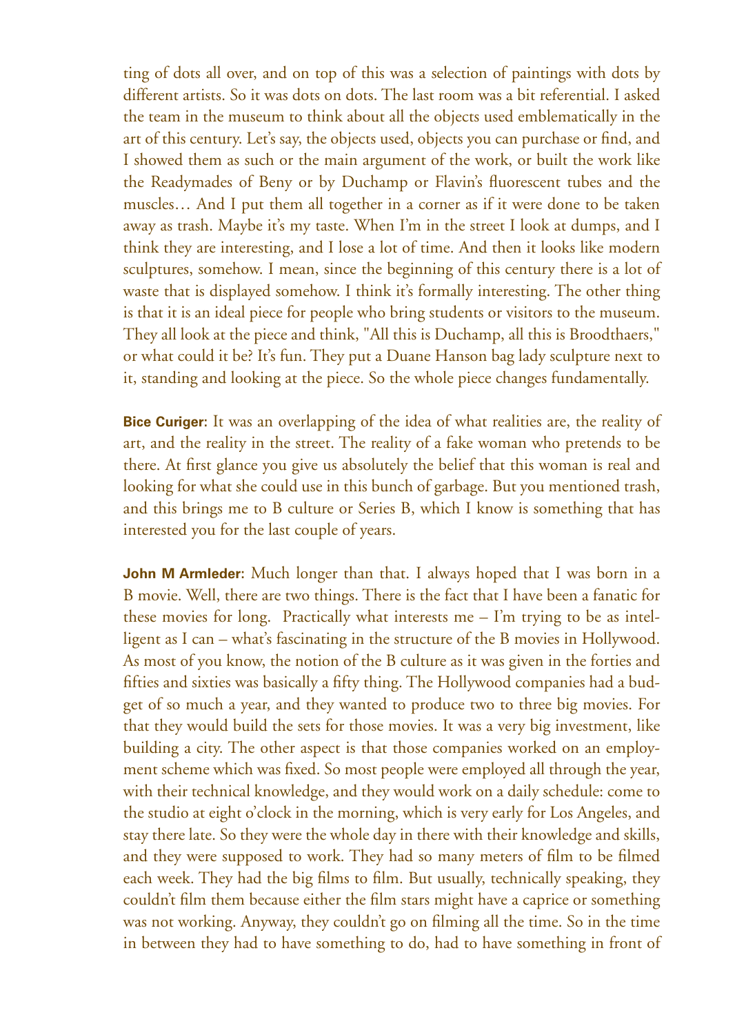ting of dots all over, and on top of this was a selection of paintings with dots by different artists. So it was dots on dots. The last room was a bit referential. I asked the team in the museum to think about all the objects used emblematically in the art of this century. Let's say, the objects used, objects you can purchase or find, and I showed them as such or the main argument of the work, or built the work like the Readymades of Beny or by Duchamp or Flavin's fluorescent tubes and the muscles… And I put them all together in a corner as if it were done to be taken away as trash. Maybe it's my taste. When I'm in the street I look at dumps, and I think they are interesting, and I lose a lot of time. And then it looks like modern sculptures, somehow. I mean, since the beginning of this century there is a lot of waste that is displayed somehow. I think it's formally interesting. The other thing is that it is an ideal piece for people who bring students or visitors to the museum. They all look at the piece and think, "All this is Duchamp, all this is Broodthaers," or what could it be? It's fun. They put a Duane Hanson bag lady sculpture next to it, standing and looking at the piece. So the whole piece changes fundamentally.

**Bice Curiger**: It was an overlapping of the idea of what realities are, the reality of art, and the reality in the street. The reality of a fake woman who pretends to be there. At first glance you give us absolutely the belief that this woman is real and looking for what she could use in this bunch of garbage. But you mentioned trash, and this brings me to B culture or Series B, which I know is something that has interested you for the last couple of years.

**John M Armleder**: Much longer than that. I always hoped that I was born in a B movie. Well, there are two things. There is the fact that I have been a fanatic for these movies for long. Practically what interests me – I'm trying to be as intelligent as I can – what's fascinating in the structure of the B movies in Hollywood. As most of you know, the notion of the B culture as it was given in the forties and fifties and sixties was basically a fifty thing. The Hollywood companies had a budget of so much a year, and they wanted to produce two to three big movies. For that they would build the sets for those movies. It was a very big investment, like building a city. The other aspect is that those companies worked on an employment scheme which was fixed. So most people were employed all through the year, with their technical knowledge, and they would work on a daily schedule: come to the studio at eight o'clock in the morning, which is very early for Los Angeles, and stay there late. So they were the whole day in there with their knowledge and skills, and they were supposed to work. They had so many meters of film to be filmed each week. They had the big films to film. But usually, technically speaking, they couldn't film them because either the film stars might have a caprice or something was not working. Anyway, they couldn't go on filming all the time. So in the time in between they had to have something to do, had to have something in front of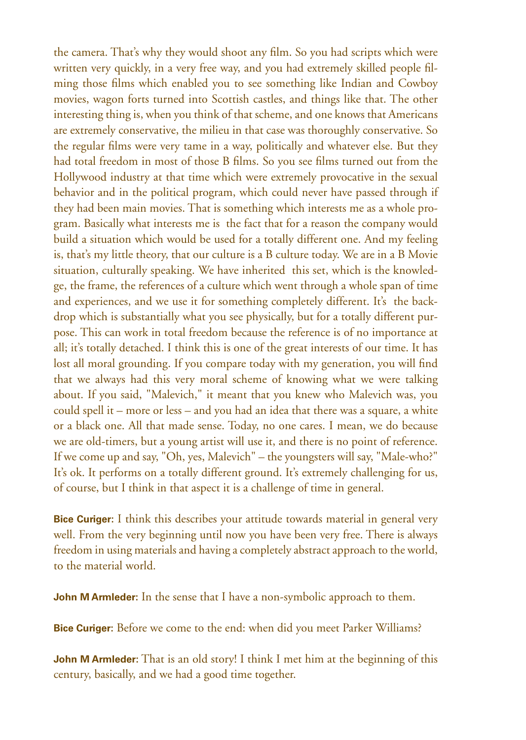the camera. That's why they would shoot any film. So you had scripts which were written very quickly, in a very free way, and you had extremely skilled people filming those films which enabled you to see something like Indian and Cowboy movies, wagon forts turned into Scottish castles, and things like that. The other interesting thing is, when you think of that scheme, and one knows that Americans are extremely conservative, the milieu in that case was thoroughly conservative. So the regular films were very tame in a way, politically and whatever else. But they had total freedom in most of those B films. So you see films turned out from the Hollywood industry at that time which were extremely provocative in the sexual behavior and in the political program, which could never have passed through if they had been main movies. That is something which interests me as a whole program. Basically what interests me is the fact that for a reason the company would build a situation which would be used for a totally different one. And my feeling is, that's my little theory, that our culture is a B culture today. We are in a B Movie situation, culturally speaking. We have inherited this set, which is the knowledge, the frame, the references of a culture which went through a whole span of time and experiences, and we use it for something completely different. It's the backdrop which is substantially what you see physically, but for a totally different purpose. This can work in total freedom because the reference is of no importance at all; it's totally detached. I think this is one of the great interests of our time. It has lost all moral grounding. If you compare today with my generation, you will find that we always had this very moral scheme of knowing what we were talking about. If you said, "Malevich," it meant that you knew who Malevich was, you could spell it – more or less – and you had an idea that there was a square, a white or a black one. All that made sense. Today, no one cares. I mean, we do because we are old-timers, but a young artist will use it, and there is no point of reference. If we come up and say, "Oh, yes, Malevich" – the youngsters will say, "Male-who?" It's ok. It performs on a totally different ground. It's extremely challenging for us, of course, but I think in that aspect it is a challenge of time in general.

**Bice Curiger:** I think this describes your attitude towards material in general very well. From the very beginning until now you have been very free. There is always freedom in using materials and having a completely abstract approach to the world, to the material world.

**John M Armleder:** In the sense that I have a non-symbolic approach to them.

**Bice Curiger:** Before we come to the end: when did you meet Parker Williams?

**John M Armleder:** That is an old story! I think I met him at the beginning of this century, basically, and we had a good time together.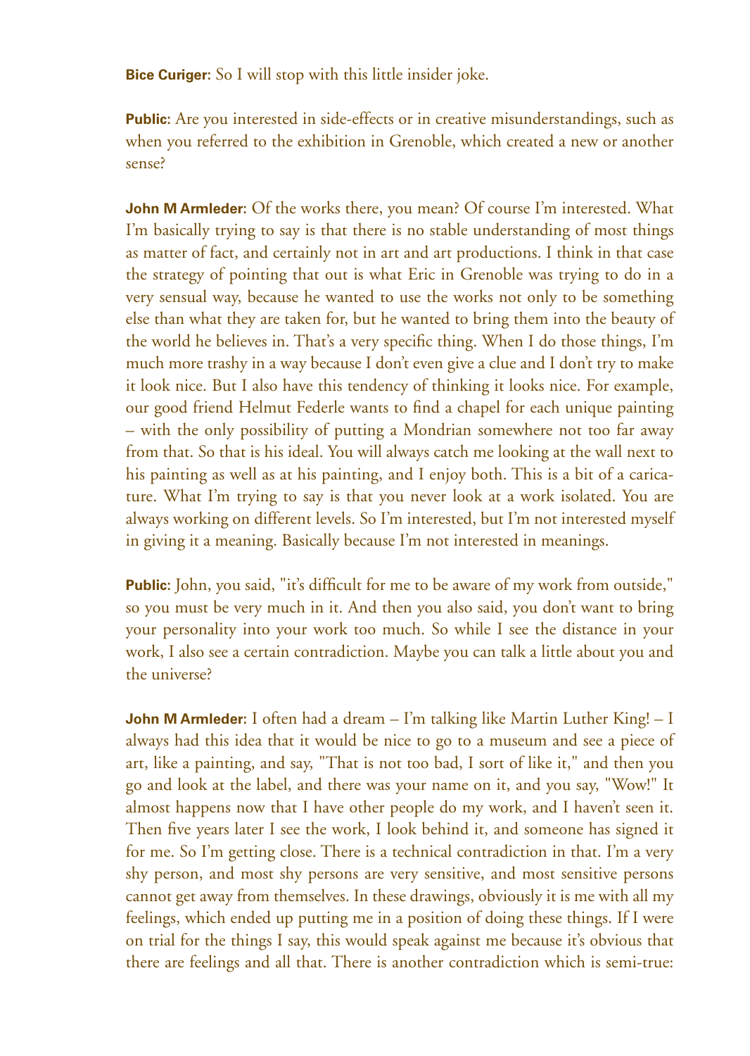**Bice Curiger:** So I will stop with this little insider joke.

**Public:** Are you interested in side-effects or in creative misunderstandings, such as when you referred to the exhibition in Grenoble, which created a new or another sense?

**John M Armleder:** Of the works there, you mean? Of course I'm interested. What I'm basically trying to say is that there is no stable understanding of most things as matter of fact, and certainly not in art and art productions. I think in that case the strategy of pointing that out is what Eric in Grenoble was trying to do in a very sensual way, because he wanted to use the works not only to be something else than what they are taken for, but he wanted to bring them into the beauty of the world he believes in. That's a very specific thing. When I do those things, I'm much more trashy in a way because I don't even give a clue and I don't try to make it look nice. But I also have this tendency of thinking it looks nice. For example, our good friend Helmut Federle wants to find a chapel for each unique painting – with the only possibility of putting a Mondrian somewhere not too far away from that. So that is his ideal. You will always catch me looking at the wall next to his painting as well as at his painting, and I enjoy both. This is a bit of a caricature. What I'm trying to say is that you never look at a work isolated. You are always working on different levels. So I'm interested, but I'm not interested myself in giving it a meaning. Basically because I'm not interested in meanings.

**Public:** John, you said, "it's difficult for me to be aware of my work from outside," so you must be very much in it. And then you also said, you don't want to bring your personality into your work too much. So while I see the distance in your work, I also see a certain contradiction. Maybe you can talk a little about you and the universe?

**John M Armleder:** I often had a dream – I'm talking like Martin Luther King! – I always had this idea that it would be nice to go to a museum and see a piece of art, like a painting, and say, "That is not too bad, I sort of like it," and then you go and look at the label, and there was your name on it, and you say, "Wow!" It almost happens now that I have other people do my work, and I haven't seen it. Then five years later I see the work, I look behind it, and someone has signed it for me. So I'm getting close. There is a technical contradiction in that. I'm a very shy person, and most shy persons are very sensitive, and most sensitive persons cannot get away from themselves. In these drawings, obviously it is me with all my feelings, which ended up putting me in a position of doing these things. If I were on trial for the things I say, this would speak against me because it's obvious that there are feelings and all that. There is another contradiction which is semi-true: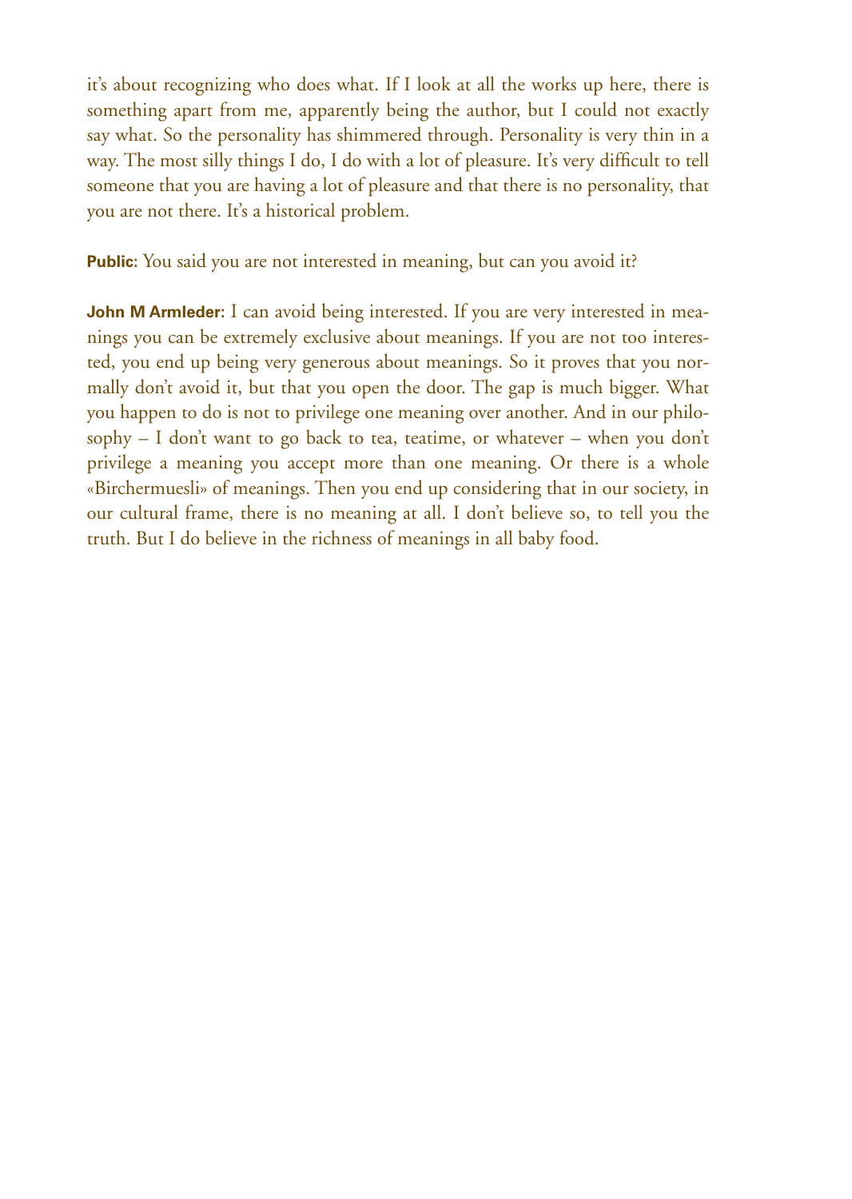it's about recognizing who does what. If I look at all the works up here, there is something apart from me, apparently being the author, but I could not exactly say what. So the personality has shimmered through. Personality is very thin in a way. The most silly things I do, I do with a lot of pleasure. It's very difficult to tell someone that you are having a lot of pleasure and that there is no personality, that you are not there. It's a historical problem.

**Public:** You said you are not interested in meaning, but can you avoid it?

**John M Armleder:** I can avoid being interested. If you are very interested in meanings you can be extremely exclusive about meanings. If you are not too interested, you end up being very generous about meanings. So it proves that you normally don't avoid it, but that you open the door. The gap is much bigger. What you happen to do is not to privilege one meaning over another. And in our philosophy – I don't want to go back to tea, teatime, or whatever – when you don't privilege a meaning you accept more than one meaning. Or there is a whole «Birchermuesli» of meanings. Then you end up considering that in our society, in our cultural frame, there is no meaning at all. I don't believe so, to tell you the truth. But I do believe in the richness of meanings in all baby food.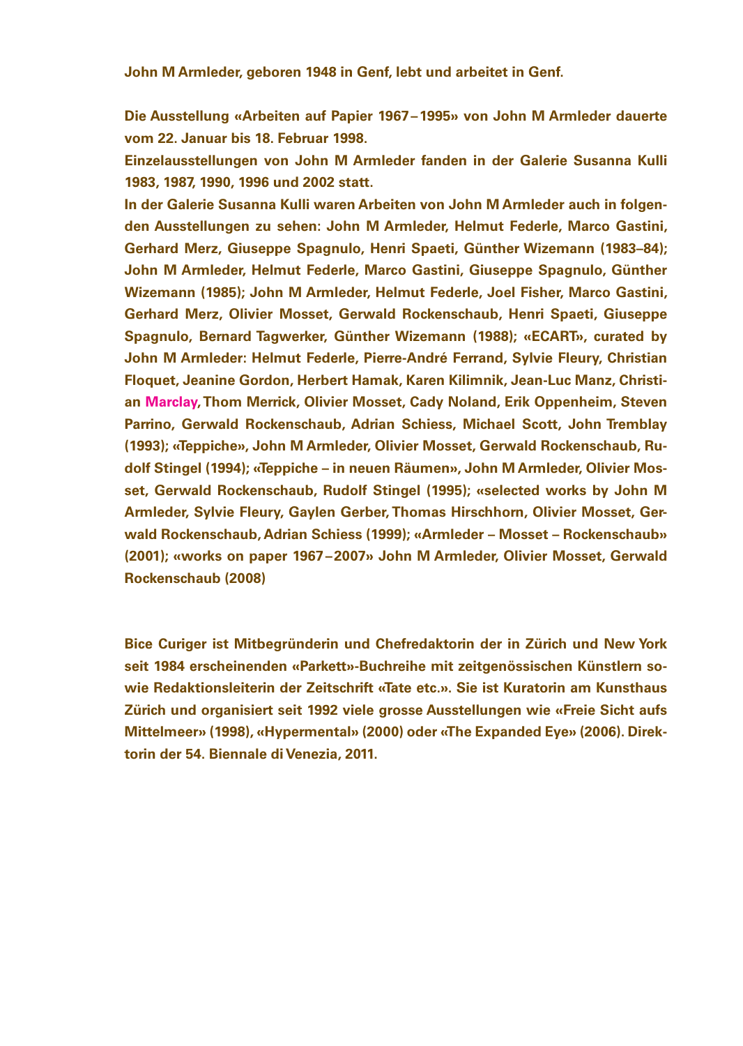**John M Armleder, geboren 1948 in Genf, lebt und arbeitet in Genf.**

**Die Ausstellung «Arbeiten auf Papier 1967 – 1995» von John M Armleder dauerte vom 22. Januar bis 18. Februar 1998.**

**Einzelausstellungen von John M Armleder fanden in der Galerie Susanna Kulli 1983, 1987, 1990, 1996 und 2002 statt.**

**In der Galerie Susanna Kulli waren Arbeiten von John M Armleder auch in folgenden Ausstellungen zu sehen: John M Armleder, Helmut Federle, Marco Gastini, Gerhard Merz, Giuseppe Spagnulo, Henri Spaeti, Günther Wizemann (1983–84); John M Armleder, Helmut Federle, Marco Gastini, Giuseppe Spagnulo, Günther Wizemann (1985); John M Armleder, Helmut Federle, Joel Fisher, Marco Gastini, Gerhard Merz, Olivier Mosset, Gerwald Rockenschaub, Henri Spaeti, Giuseppe Spagnulo, Bernard Tagwerker, Günther Wizemann (1988); «ECART», curated by John M Armleder: Helmut Federle, Pierre-André Ferrand, Sylvie Fleury, Christian Floquet, Jeanine Gordon, Herbert Hamak, Karen Kilimnik, Jean-Luc Manz, Christian Marclay, Thom Merrick, Olivier Mosset, Cady Noland, Erik Oppenheim, Steven Parrino, Gerwald Rockenschaub, Adrian Schiess, Michael Scott, John Tremblay (1993); «Teppiche», John M Armleder, Olivier Mosset, Gerwald Rockenschaub, Rudolf Stingel (1994); «Teppiche – in neuen Räumen», John M Armleder, Olivier Mosset, Gerwald Rockenschaub, Rudolf Stingel (1995); «selected works by John M Armleder, Sylvie Fleury, Gaylen Gerber, Thomas Hirschhorn, Olivier Mosset, Gerwald Rockenschaub, Adrian Schiess (1999); «Armleder – Mosset – Rockenschaub» (2001); «works on paper 1967 – 2007» John M Armleder, Olivier Mosset, Gerwald Rockenschaub (2008)**

**Bice Curiger ist Mitbegründerin und Chefredaktorin der in Zürich und New York seit 1984 erscheinenden «Parkett»-Buchreihe mit zeitgenössischen Künstlern sowie Redaktionsleiterin der Zeitschrift «Tate etc.». Sie ist Kuratorin am Kunsthaus Zürich und organisiert seit 1992 viele grosse Ausstellungen wie «Freie Sicht aufs Mittelmeer» (1998), «Hypermental» (2000) oder «The Expanded Eye» (2006). Direktorin der 54. Biennale di Venezia, 2011.**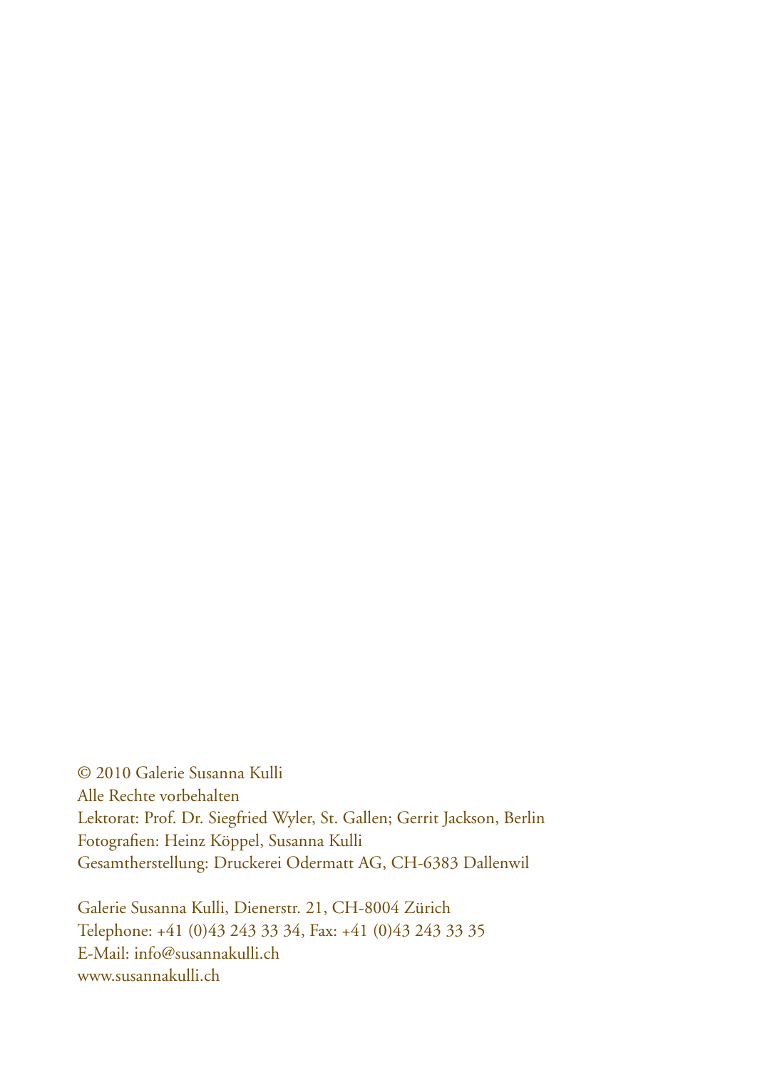© 2010 Galerie Susanna Kulli
Alle Rechte vorbehalten
Lektorat: Prof. Dr. Siegfried Wyler, St. Gallen; Gerrit Jackson, Berlin
Fotografien: Heinz Köppel, Susanna Kulli
Gesamtherstellung: Druckerei Odermatt AG, CH-6383 Dallenwil

Galerie Susanna Kulli, Dienerstr. 21, CH-8004 Zürich
Telephone: +41 (0)43 243 33 34, Fax: +41 (0)43 243 33 35
E-Mail: info@susannakulli.ch
www.susannakulli.ch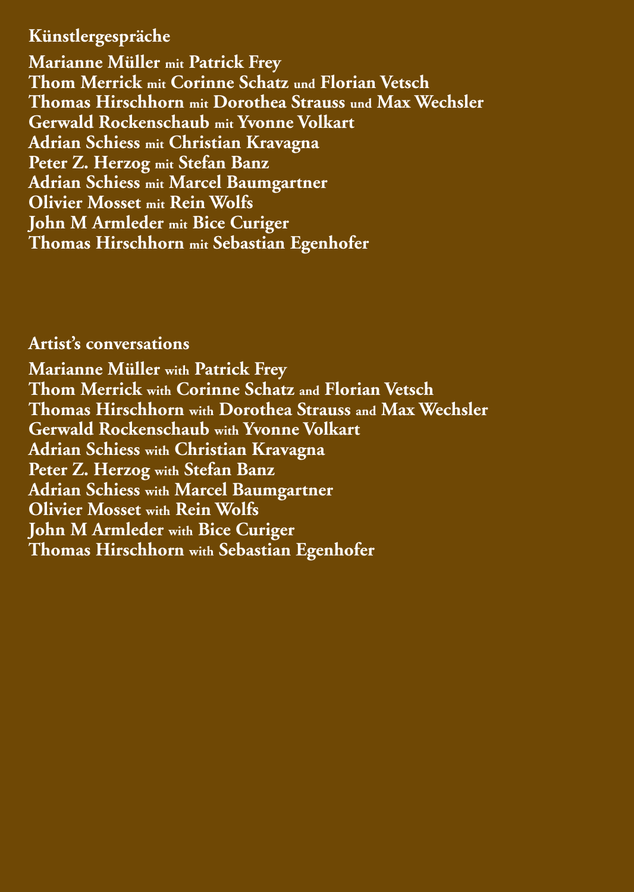## Künstlergespräche

**Marianne Müller** mit **Patrick Frey**
**Thom Merrick** mit **Corinne Schatz** und **Florian Vetsch**
**Thomas Hirschhorn** mit **Dorothea Strauss** und **Max Wechsler**
**Gerwald Rockenschaub** mit **Yvonne Volkart**
**Adrian Schiess** mit **Christian Kravagna**
**Peter Z. Herzog** mit **Stefan Banz**
**Adrian Schiess** mit **Marcel Baumgartner**
**Olivier Mosset** mit **Rein Wolfs**
**John M Armleder** mit **Bice Curiger**
**Thomas Hirschhorn** mit **Sebastian Egenhofer**

## Artist's conversations

**Marianne Müller** with **Patrick Frey**
**Thom Merrick** with **Corinne Schatz** and **Florian Vetsch**
**Thomas Hirschhorn** with **Dorothea Strauss** and **Max Wechsler**
**Gerwald Rockenschaub** with **Yvonne Volkart**
**Adrian Schiess** with **Christian Kravagna**
**Peter Z. Herzog** with **Stefan Banz**
**Adrian Schiess** with **Marcel Baumgartner**
**Olivier Mosset** with **Rein Wolfs**
**John M Armleder** with **Bice Curiger**
**Thomas Hirschhorn** with **Sebastian Egenhofer**